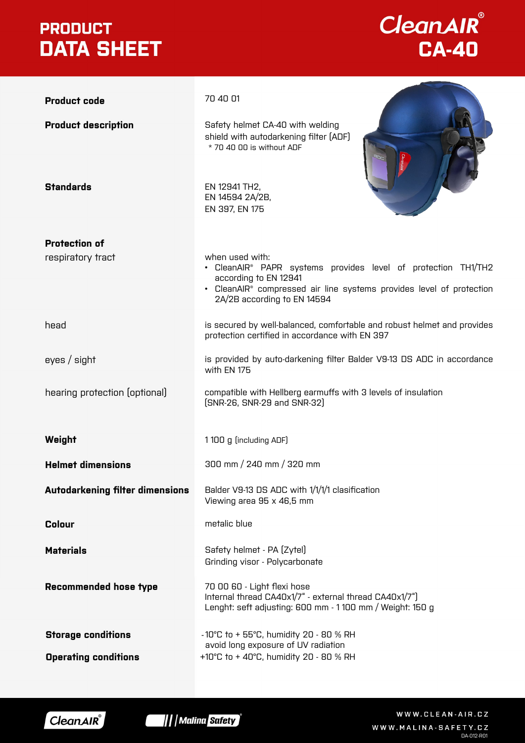# PRODUCT DATA SHEET

## CleanAIR® CA-40

| | |
|---|---|
| **Product code** | 70 40 01 |
| **Product description** | Safety helmet CA-40 with welding shield with autodarkening filter (ADF)<br>* 70 40 00 is without ADF |
| **Standards** | EN 12941 TH2,<br>EN 14594 2A/2B,<br>EN 397, EN 175 |
| **Protection of** respiratory tract | when used with:<br>• CleanAIR® PAPR systems provides level of protection TH1/TH2 according to EN 12941<br>• CleanAIR® compressed air line systems provides level of protection 2A/2B according to EN 14594 |
| head | is secured by well-balanced, comfortable and robust helmet and provides protection certified in accordance with EN 397 |
| eyes / sight | is provided by auto-darkening filter Balder V9-13 DS ADC in accordance with EN 175 |
| hearing protection (optional) | compatible with Hellberg earmuffs with 3 levels of insulation (SNR-26, SNR-29 and SNR-32) |
| **Weight** | 1 100 g (including ADF) |
| **Helmet dimensions** | 300 mm / 240 mm / 320 mm |
| **Autodarkening filter dimensions** | Balder V9-13 DS ADC with 1/1/1/1 clasification<br>Viewing area 95 x 46,5 mm |
| **Colour** | metalic blue |
| **Materials** | Safety helmet - PA (Zytel)<br>Grinding visor - Polycarbonate |
| **Recommended hose type** | 70 00 60 - Light flexi hose<br>Internal thread CA40x1/7" - external thread CA40x1/7")<br>Lenght: seft adjusting: 600 mm - 1 100 mm / Weight: 150 g |
| **Storage conditions** | -10°C to + 55°C, humidity 20 - 80 % RH<br>avoid long exposure of UV radiation |
| **Operating conditions** | +10°C to + 40°C, humidity 20 - 80 % RH |

WWW.CLEAN-AIR.CZ

WWW.MALINA-SAFETY.CZ

DA-012-R01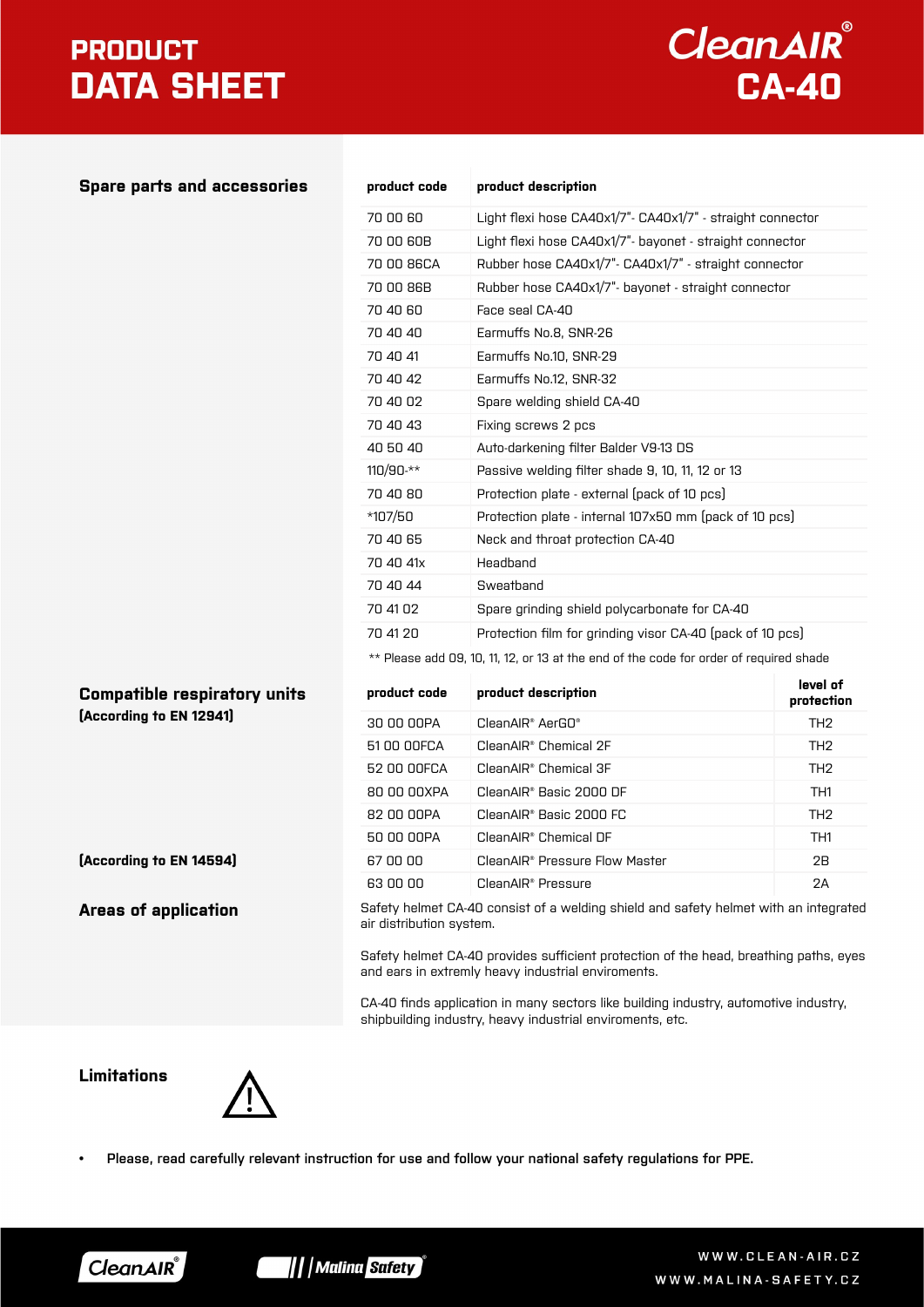# PRODUCT DATA SHEET

**CleanAIR® CA-40**

## Spare parts and accessories

| product code | product description |
|---|---|
| 70 00 60 | Light flexi hose CA40x1/7"- CA40x1/7" - straight connector |
| 70 00 60B | Light flexi hose CA40x1/7"- bayonet - straight connector |
| 70 00 86CA | Rubber hose CA40x1/7"- CA40x1/7" - straight connector |
| 70 00 86B | Rubber hose CA40x1/7"- bayonet - straight connector |
| 70 40 60 | Face seal CA-40 |
| 70 40 40 | Earmuffs No.8, SNR-26 |
| 70 40 41 | Earmuffs No.10, SNR-29 |
| 70 40 42 | Earmuffs No.12, SNR-32 |
| 70 40 02 | Spare welding shield CA-40 |
| 70 40 43 | Fixing screws 2 pcs |
| 40 50 40 | Auto-darkening filter Balder V9-13 DS |
| 110/90-** | Passive welding filter shade 9, 10, 11, 12 or 13 |
| 70 40 80 | Protection plate - external (pack of 10 pcs) |
| *107/50 | Protection plate - internal 107x50 mm (pack of 10 pcs) |
| 70 40 65 | Neck and throat protection CA-40 |
| 70 40 41x | Headband |
| 70 40 44 | Sweatband |
| 70 41 02 | Spare grinding shield polycarbonate for CA-40 |
| 70 41 20 | Protection film for grinding visor CA-40 (pack of 10 pcs) |

** Please add 09, 10, 11, 12, or 13 at the end of the code for order of required shade

## Compatible respiratory units

**(According to EN 12941)**

**(According to EN 14594)**

| product code | product description | level of protection |
|---|---|---|
| 30 00 00PA | CleanAIR® AerGO® | TH2 |
| 51 00 00FCA | CleanAIR® Chemical 2F | TH2 |
| 52 00 00FCA | CleanAIR® Chemical 3F | TH2 |
| 80 00 00XPA | CleanAIR® Basic 2000 DF | TH1 |
| 82 00 00PA | CleanAIR® Basic 2000 FC | TH2 |
| 50 00 00PA | CleanAIR® Chemical DF | TH1 |
| 67 00 00 | CleanAIR® Pressure Flow Master | 2B |
| 63 00 00 | CleanAIR® Pressure | 2A |

## Areas of application

Safety helmet CA-40 consist of a welding shield and safety helmet with an integrated air distribution system.

Safety helmet CA-40 provides sufficient protection of the head, breathing paths, eyes and ears in extremly heavy industrial enviroments.

CA-40 finds application in many sectors like building industry, automotive industry, shipbuilding industry, heavy industrial enviroments, etc.

## Limitations

⚠

- **Please, read carefully relevant instruction for use and follow your national safety regulations for PPE.**

CleanAIR® | Malina Safety®

WWW.CLEAN-AIR.CZ
WWW.MALINA-SAFETY.CZ